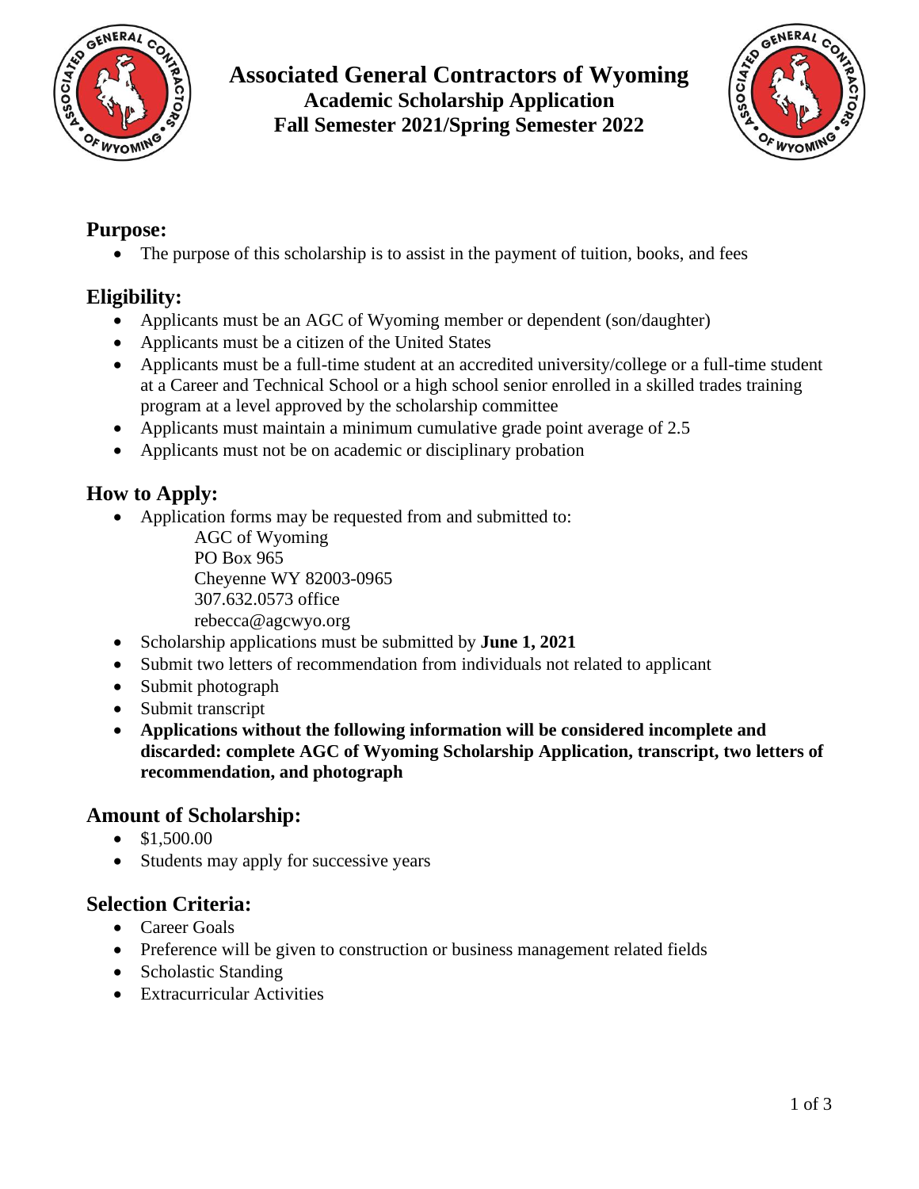# Associated General Contractors of Wyoming

## Academic Scholarship Application

## Fall Semester 2021/Spring Semester 2022

## Purpose:

- The purpose of this scholarship is to assist in the payment of tuition, books, and fees

## Eligibility:

- Applicants must be an AGC of Wyoming member or dependent (son/daughter)
- Applicants must be a citizen of the United States
- Applicants must be a full-time student at an accredited university/college or a full-time student at a Career and Technical School or a high school senior enrolled in a skilled trades training program at a level approved by the scholarship committee
- Applicants must maintain a minimum cumulative grade point average of 2.5
- Applicants must not be on academic or disciplinary probation

## How to Apply:

- Application forms may be requested from and submitted to:
  
  AGC of Wyoming  
  PO Box 965  
  Cheyenne WY 82003-0965  
  307.632.0573 office  
  rebecca@agcwyo.org
- Scholarship applications must be submitted by **June 1, 2021**
- Submit two letters of recommendation from individuals not related to applicant
- Submit photograph
- Submit transcript
- **Applications without the following information will be considered incomplete and discarded: complete AGC of Wyoming Scholarship Application, transcript, two letters of recommendation, and photograph**

## Amount of Scholarship:

- $1,500.00
- Students may apply for successive years

## Selection Criteria:

- Career Goals
- Preference will be given to construction or business management related fields
- Scholastic Standing
- Extracurricular Activities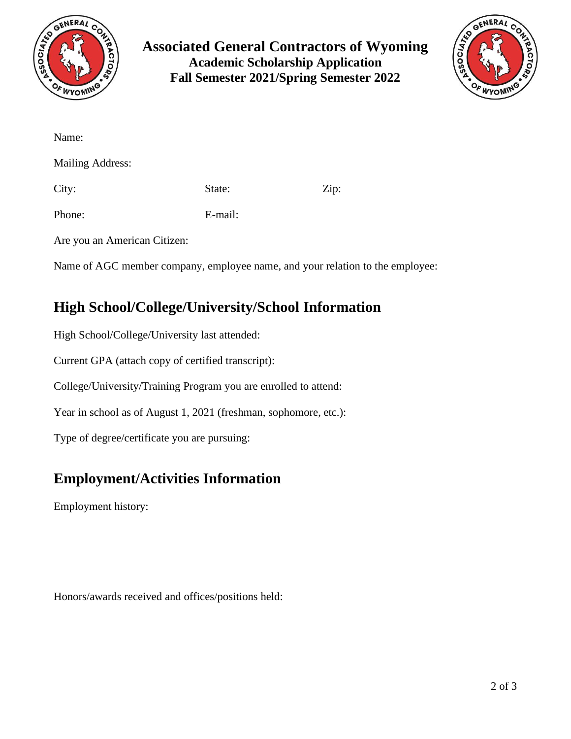# Associated General Contractors of Wyoming

**Academic Scholarship Application**

**Fall Semester 2021/Spring Semester 2022**

Name:

Mailing Address:

City: State: Zip:

Phone: E-mail:

Are you an American Citizen:

Name of AGC member company, employee name, and your relation to the employee:

## High School/College/University/School Information

High School/College/University last attended:

Current GPA (attach copy of certified transcript):

College/University/Training Program you are enrolled to attend:

Year in school as of August 1, 2021 (freshman, sophomore, etc.):

Type of degree/certificate you are pursuing:

## Employment/Activities Information

Employment history:

Honors/awards received and offices/positions held: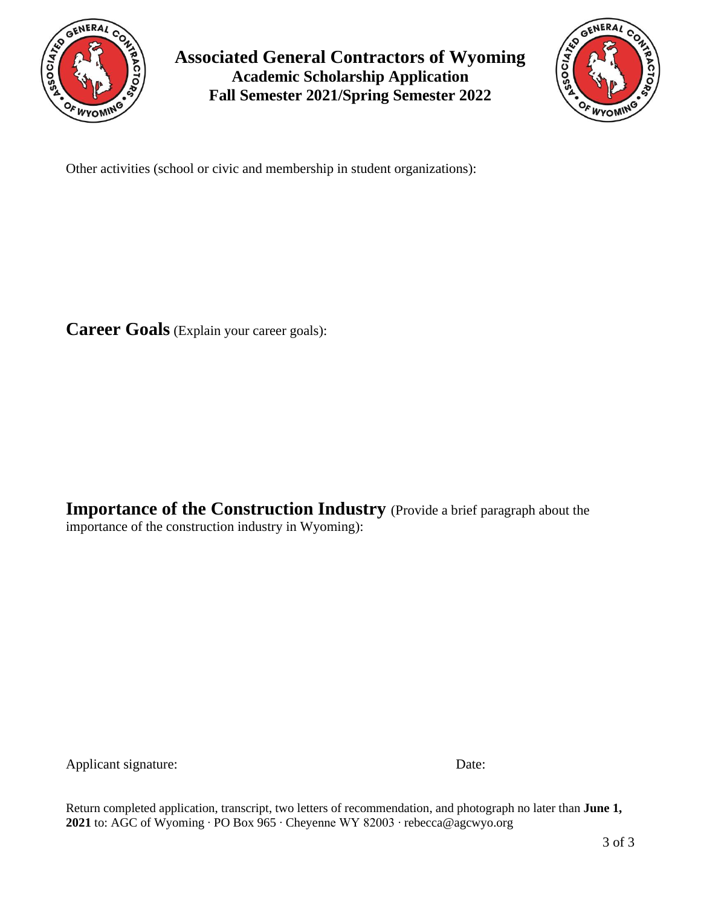# Associated General Contractors of Wyoming

## Academic Scholarship Application

## Fall Semester 2021/Spring Semester 2022

Other activities (school or civic and membership in student organizations):

**Career Goals** (Explain your career goals):

**Importance of the Construction Industry** (Provide a brief paragraph about the importance of the construction industry in Wyoming):

Applicant signature: Date:

Return completed application, transcript, two letters of recommendation, and photograph no later than **June 1, 2021** to: AGC of Wyoming · PO Box 965 · Cheyenne WY 82003 · rebecca@agcwyo.org